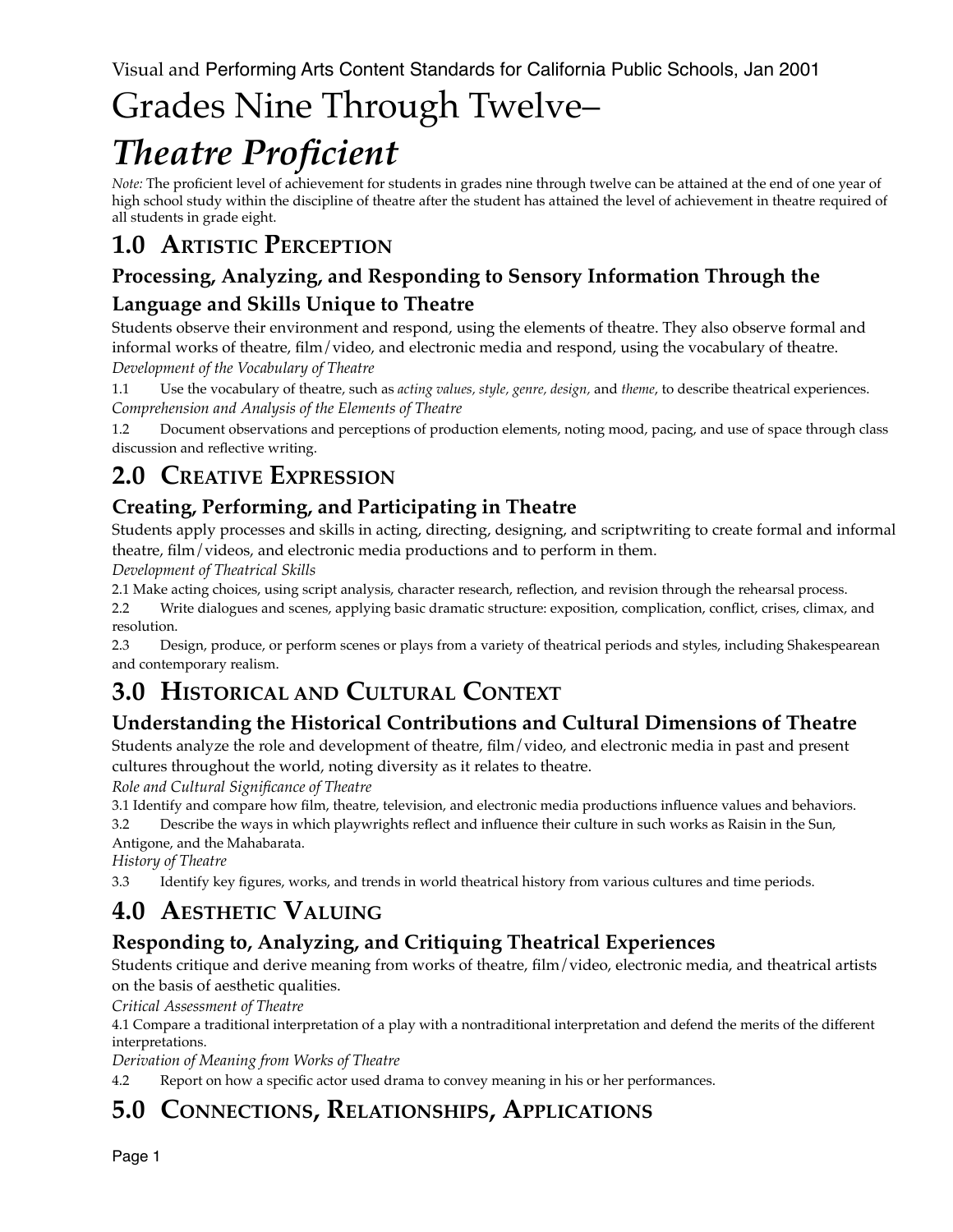Visual and Performing Arts Content Standards for California Public Schools, Jan 2001

# Grades Nine Through Twelve– *Theatre Proficient*

*Note:* The proficient level of achievement for students in grades nine through twelve can be attained at the end of one year of high school study within the discipline of theatre after the student has attained the level of achievement in theatre required of all students in grade eight.

## 1.0 Artistic Perception

### Processing, Analyzing, and Responding to Sensory Information Through the Language and Skills Unique to Theatre

Students observe their environment and respond, using the elements of theatre. They also observe formal and informal works of theatre, film/video, and electronic media and respond, using the vocabulary of theatre.

*Development of the Vocabulary of Theatre*

1.1 Use the vocabulary of theatre, such as *acting values, style, genre, design,* and *theme*, to describe theatrical experiences.

*Comprehension and Analysis of the Elements of Theatre*

1.2 Document observations and perceptions of production elements, noting mood, pacing, and use of space through class discussion and reflective writing.

## 2.0 Creative Expression

### Creating, Performing, and Participating in Theatre

Students apply processes and skills in acting, directing, designing, and scriptwriting to create formal and informal theatre, film/videos, and electronic media productions and to perform in them.

*Development of Theatrical Skills*

2.1 Make acting choices, using script analysis, character research, reflection, and revision through the rehearsal process.

2.2 Write dialogues and scenes, applying basic dramatic structure: exposition, complication, conflict, crises, climax, and resolution.

2.3 Design, produce, or perform scenes or plays from a variety of theatrical periods and styles, including Shakespearean and contemporary realism.

## 3.0 Historical and Cultural Context

### Understanding the Historical Contributions and Cultural Dimensions of Theatre

Students analyze the role and development of theatre, film/video, and electronic media in past and present cultures throughout the world, noting diversity as it relates to theatre.

*Role and Cultural Significance of Theatre*

3.1 Identify and compare how film, theatre, television, and electronic media productions influence values and behaviors.

3.2 Describe the ways in which playwrights reflect and influence their culture in such works as Raisin in the Sun, Antigone, and the Mahabarata.

*History of Theatre*

3.3 Identify key figures, works, and trends in world theatrical history from various cultures and time periods.

## 4.0 Aesthetic Valuing

### Responding to, Analyzing, and Critiquing Theatrical Experiences

Students critique and derive meaning from works of theatre, film/video, electronic media, and theatrical artists on the basis of aesthetic qualities.

*Critical Assessment of Theatre*

4.1 Compare a traditional interpretation of a play with a nontraditional interpretation and defend the merits of the different interpretations.

*Derivation of Meaning from Works of Theatre*

4.2 Report on how a specific actor used drama to convey meaning in his or her performances.

## 5.0 Connections, Relationships, Applications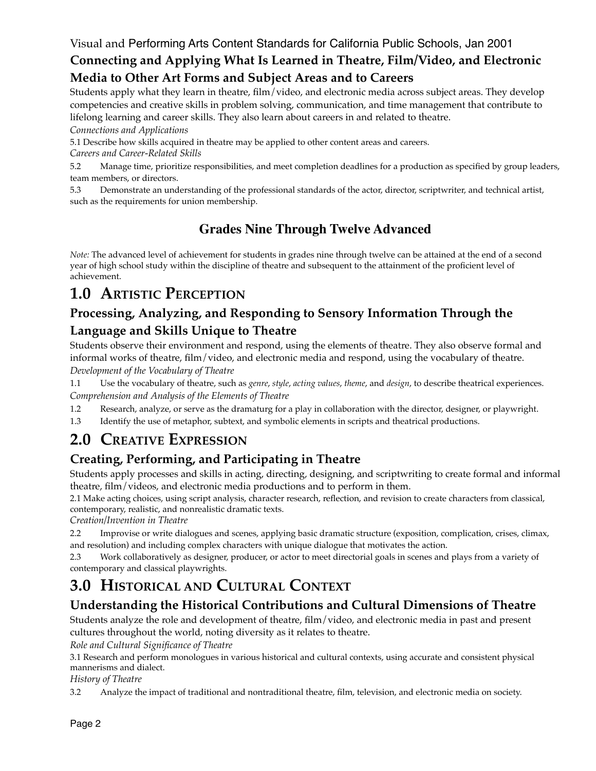### Connecting and Applying What Is Learned in Theatre, Film/Video, and Electronic Media to Other Art Forms and Subject Areas and to Careers

Students apply what they learn in theatre, film/video, and electronic media across subject areas. They develop competencies and creative skills in problem solving, communication, and time management that contribute to lifelong learning and career skills. They also learn about careers in and related to theatre.

*Connections and Applications*

5.1 Describe how skills acquired in theatre may be applied to other content areas and careers.

*Careers and Career-Related Skills*

5.2 Manage time, prioritize responsibilities, and meet completion deadlines for a production as specified by group leaders, team members, or directors.

5.3 Demonstrate an understanding of the professional standards of the actor, director, scriptwriter, and technical artist, such as the requirements for union membership.

## Grades Nine Through Twelve Advanced

*Note:* The advanced level of achievement for students in grades nine through twelve can be attained at the end of a second year of high school study within the discipline of theatre and subsequent to the attainment of the proficient level of achievement.

## 1.0 Artistic Perception

### Processing, Analyzing, and Responding to Sensory Information Through the Language and Skills Unique to Theatre

Students observe their environment and respond, using the elements of theatre. They also observe formal and informal works of theatre, film/video, and electronic media and respond, using the vocabulary of theatre.

*Development of the Vocabulary of Theatre*

1.1 Use the vocabulary of theatre, such as *genre*, *style*, *acting values*, *theme*, and *design*, to describe theatrical experiences.

*Comprehension and Analysis of the Elements of Theatre*

1.2 Research, analyze, or serve as the dramaturg for a play in collaboration with the director, designer, or playwright.

1.3 Identify the use of metaphor, subtext, and symbolic elements in scripts and theatrical productions.

## 2.0 Creative Expression

### Creating, Performing, and Participating in Theatre

Students apply processes and skills in acting, directing, designing, and scriptwriting to create formal and informal theatre, film/videos, and electronic media productions and to perform in them.

2.1 Make acting choices, using script analysis, character research, reflection, and revision to create characters from classical, contemporary, realistic, and nonrealistic dramatic texts.

*Creation/Invention in Theatre*

2.2 Improvise or write dialogues and scenes, applying basic dramatic structure (exposition, complication, crises, climax, and resolution) and including complex characters with unique dialogue that motivates the action.

2.3 Work collaboratively as designer, producer, or actor to meet directorial goals in scenes and plays from a variety of contemporary and classical playwrights.

## 3.0 Historical and Cultural Context

### Understanding the Historical Contributions and Cultural Dimensions of Theatre

Students analyze the role and development of theatre, film/video, and electronic media in past and present cultures throughout the world, noting diversity as it relates to theatre.

*Role and Cultural Significance of Theatre*

3.1 Research and perform monologues in various historical and cultural contexts, using accurate and consistent physical mannerisms and dialect.

*History of Theatre*

3.2 Analyze the impact of traditional and nontraditional theatre, film, television, and electronic media on society.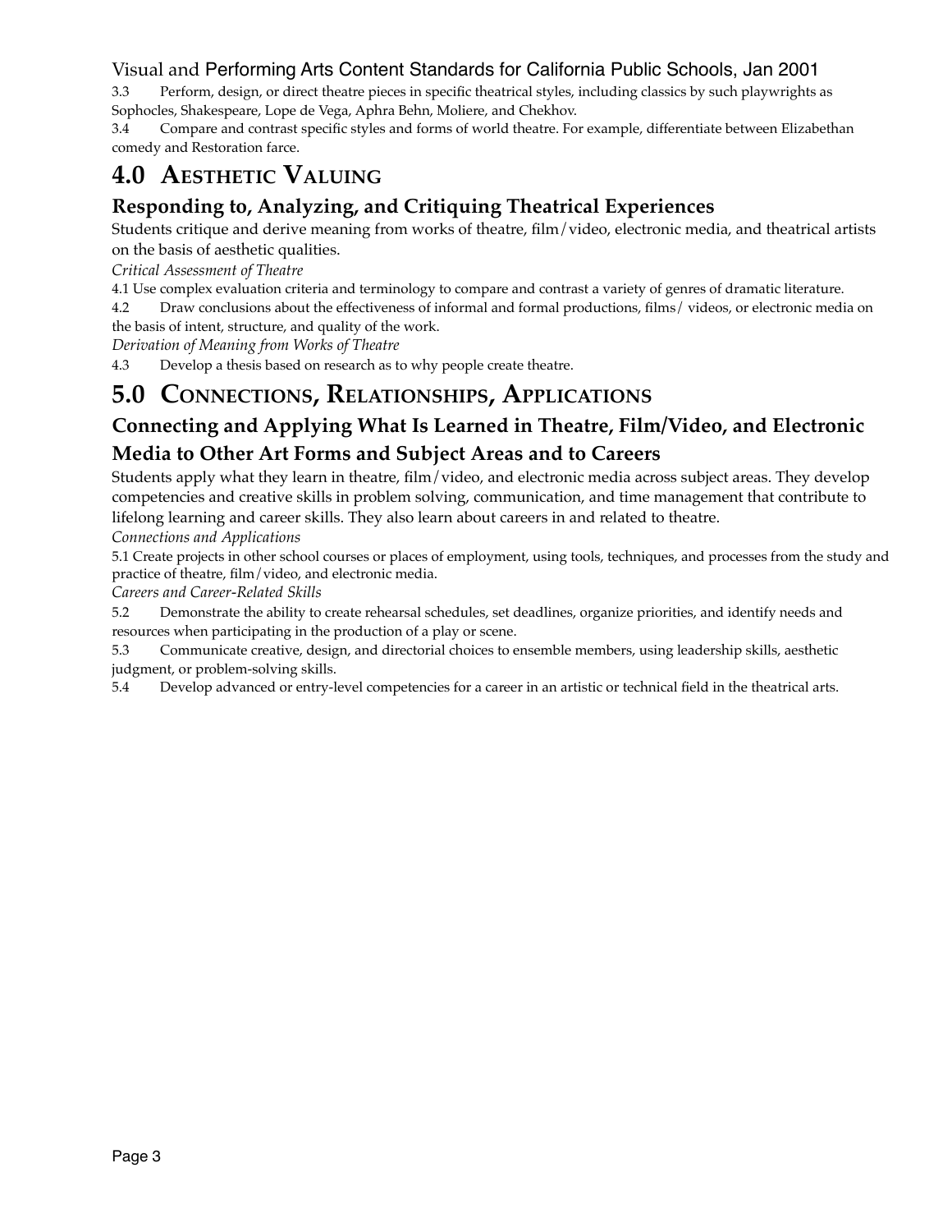3.3 Perform, design, or direct theatre pieces in specific theatrical styles, including classics by such playwrights as Sophocles, Shakespeare, Lope de Vega, Aphra Behn, Moliere, and Chekhov.

3.4 Compare and contrast specific styles and forms of world theatre. For example, differentiate between Elizabethan comedy and Restoration farce.

# 4.0 Aesthetic Valuing

## Responding to, Analyzing, and Critiquing Theatrical Experiences

Students critique and derive meaning from works of theatre, film/video, electronic media, and theatrical artists on the basis of aesthetic qualities.

*Critical Assessment of Theatre*

4.1 Use complex evaluation criteria and terminology to compare and contrast a variety of genres of dramatic literature.

4.2 Draw conclusions about the effectiveness of informal and formal productions, films/ videos, or electronic media on the basis of intent, structure, and quality of the work.

*Derivation of Meaning from Works of Theatre*

4.3 Develop a thesis based on research as to why people create theatre.

# 5.0 Connections, Relationships, Applications

## Connecting and Applying What Is Learned in Theatre, Film/Video, and Electronic Media to Other Art Forms and Subject Areas and to Careers

Students apply what they learn in theatre, film/video, and electronic media across subject areas. They develop competencies and creative skills in problem solving, communication, and time management that contribute to lifelong learning and career skills. They also learn about careers in and related to theatre.

*Connections and Applications*

5.1 Create projects in other school courses or places of employment, using tools, techniques, and processes from the study and practice of theatre, film/video, and electronic media.

*Careers and Career-Related Skills*

5.2 Demonstrate the ability to create rehearsal schedules, set deadlines, organize priorities, and identify needs and resources when participating in the production of a play or scene.

5.3 Communicate creative, design, and directorial choices to ensemble members, using leadership skills, aesthetic judgment, or problem-solving skills.

5.4 Develop advanced or entry-level competencies for a career in an artistic or technical field in the theatrical arts.